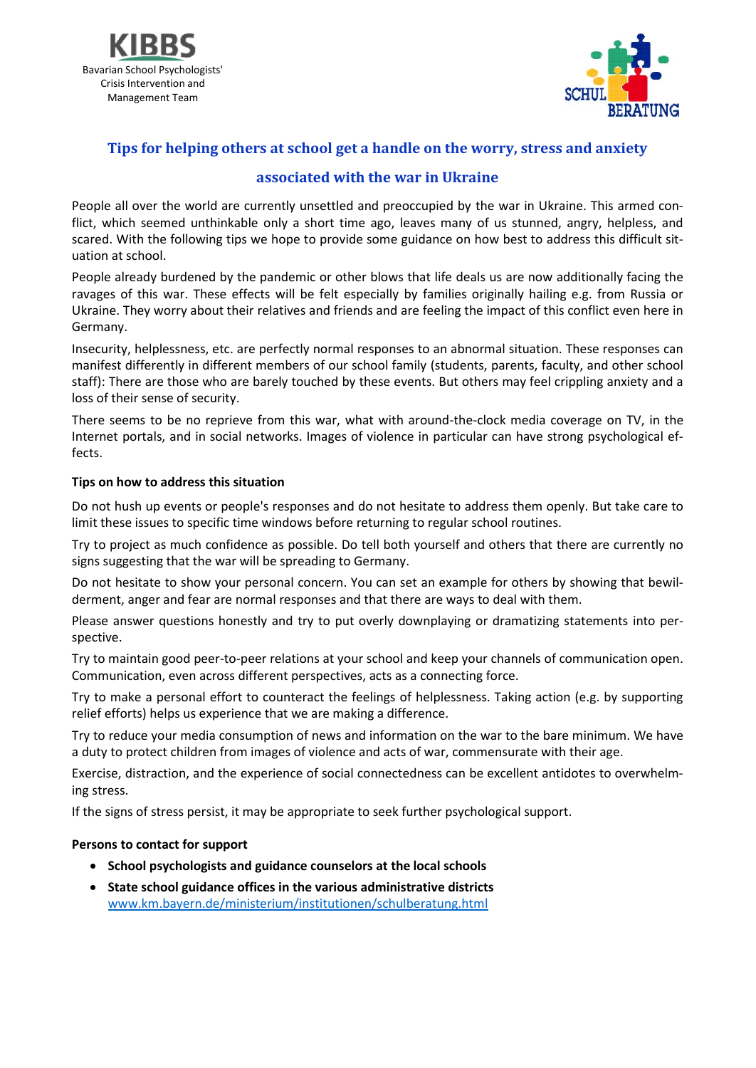KIBBS
Bavarian School Psychologists' Crisis Intervention and Management Team

SCHUL BERATUNG

# Tips for helping others at school get a handle on the worry, stress and anxiety associated with the war in Ukraine

People all over the world are currently unsettled and preoccupied by the war in Ukraine. This armed conflict, which seemed unthinkable only a short time ago, leaves many of us stunned, angry, helpless, and scared. With the following tips we hope to provide some guidance on how best to address this difficult situation at school.

People already burdened by the pandemic or other blows that life deals us are now additionally facing the ravages of this war. These effects will be felt especially by families originally hailing e.g. from Russia or Ukraine. They worry about their relatives and friends and are feeling the impact of this conflict even here in Germany.

Insecurity, helplessness, etc. are perfectly normal responses to an abnormal situation. These responses can manifest differently in different members of our school family (students, parents, faculty, and other school staff): There are those who are barely touched by these events. But others may feel crippling anxiety and a loss of their sense of security.

There seems to be no reprieve from this war, what with around-the-clock media coverage on TV, in the Internet portals, and in social networks. Images of violence in particular can have strong psychological effects.

**Tips on how to address this situation**

Do not hush up events or people's responses and do not hesitate to address them openly. But take care to limit these issues to specific time windows before returning to regular school routines.

Try to project as much confidence as possible. Do tell both yourself and others that there are currently no signs suggesting that the war will be spreading to Germany.

Do not hesitate to show your personal concern. You can set an example for others by showing that bewilderment, anger and fear are normal responses and that there are ways to deal with them.

Please answer questions honestly and try to put overly downplaying or dramatizing statements into perspective.

Try to maintain good peer-to-peer relations at your school and keep your channels of communication open. Communication, even across different perspectives, acts as a connecting force.

Try to make a personal effort to counteract the feelings of helplessness. Taking action (e.g. by supporting relief efforts) helps us experience that we are making a difference.

Try to reduce your media consumption of news and information on the war to the bare minimum. We have a duty to protect children from images of violence and acts of war, commensurate with their age.

Exercise, distraction, and the experience of social connectedness can be excellent antidotes to overwhelming stress.

If the signs of stress persist, it may be appropriate to seek further psychological support.

**Persons to contact for support**

- **School psychologists and guidance counselors at the local schools**
- **State school guidance offices in the various administrative districts**
  www.km.bayern.de/ministerium/institutionen/schulberatung.html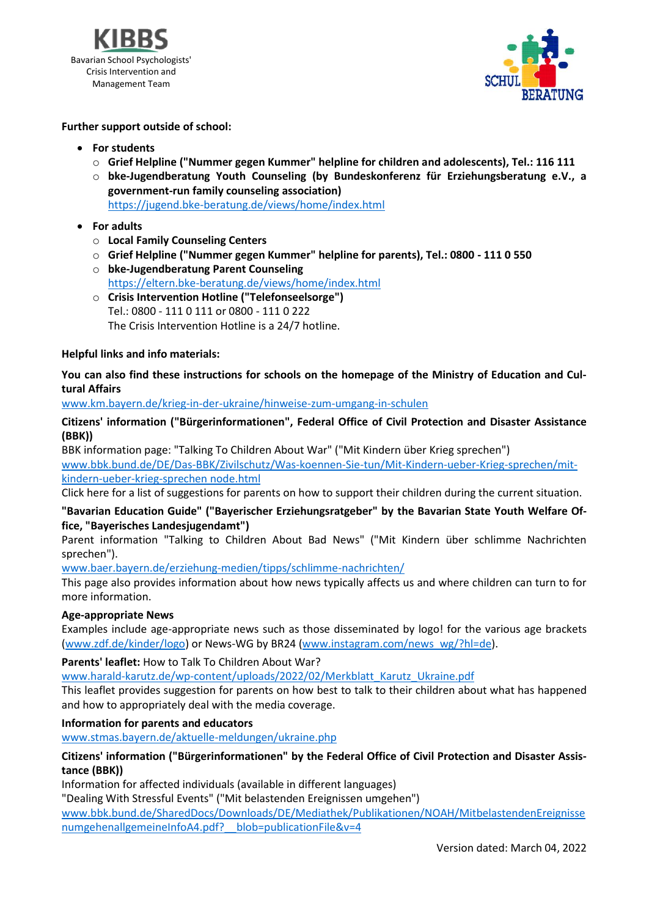KIBBS
Bavarian School Psychologists' Crisis Intervention and Management Team

**Further support outside of school:**

- **For students**
  - **Grief Helpline ("Nummer gegen Kummer" helpline for children and adolescents), Tel.: 116 111**
  - **bke-Jugendberatung Youth Counseling (by Bundeskonferenz für Erziehungsberatung e.V., a government-run family counseling association)**
    https://jugend.bke-beratung.de/views/home/index.html
- **For adults**
  - **Local Family Counseling Centers**
  - **Grief Helpline ("Nummer gegen Kummer" helpline for parents), Tel.: 0800 - 111 0 550**
  - **bke-Jugendberatung Parent Counseling**
    https://eltern.bke-beratung.de/views/home/index.html
  - **Crisis Intervention Hotline ("Telefonseelsorge")**
    Tel.: 0800 - 111 0 111 or 0800 - 111 0 222
    The Crisis Intervention Hotline is a 24/7 hotline.

**Helpful links and info materials:**

**You can also find these instructions for schools on the homepage of the Ministry of Education and Cultural Affairs**
www.km.bayern.de/krieg-in-der-ukraine/hinweise-zum-umgang-in-schulen

**Citizens' information ("Bürgerinformationen", Federal Office of Civil Protection and Disaster Assistance (BBK))**
BBK information page: "Talking To Children About War" ("Mit Kindern über Krieg sprechen")
www.bbk.bund.de/DE/Das-BBK/Zivilschutz/Was-koennen-Sie-tun/Mit-Kindern-ueber-Krieg-sprechen/mit-kindern-ueber-krieg-sprechen node.html
Click here for a list of suggestions for parents on how to support their children during the current situation.

**"Bavarian Education Guide" ("Bayerischer Erziehungsratgeber" by the Bavarian State Youth Welfare Office, "Bayerisches Landesjugendamt")**
Parent information "Talking to Children About Bad News" ("Mit Kindern über schlimme Nachrichten sprechen").
www.baer.bayern.de/erziehung-medien/tipps/schlimme-nachrichten/
This page also provides information about how news typically affects us and where children can turn to for more information.

**Age-appropriate News**
Examples include age-appropriate news such as those disseminated by logo! for the various age brackets (www.zdf.de/kinder/logo) or News-WG by BR24 (www.instagram.com/news_wg/?hl=de).

**Parents' leaflet:** How to Talk To Children About War?
www.harald-karutz.de/wp-content/uploads/2022/02/Merkblatt_Karutz_Ukraine.pdf
This leaflet provides suggestion for parents on how best to talk to their children about what has happened and how to appropriately deal with the media coverage.

**Information for parents and educators**
www.stmas.bayern.de/aktuelle-meldungen/ukraine.php

**Citizens' information ("Bürgerinformationen" by the Federal Office of Civil Protection and Disaster Assistance (BBK))**
Information for affected individuals (available in different languages)
"Dealing With Stressful Events" ("Mit belastenden Ereignissen umgehen")
www.bbk.bund.de/SharedDocs/Downloads/DE/Mediathek/Publikationen/NOAH/MitbelastendenEreignissenumgehenallgemeineInfoA4.pdf?__blob=publicationFile&v=4

Version dated: March 04, 2022